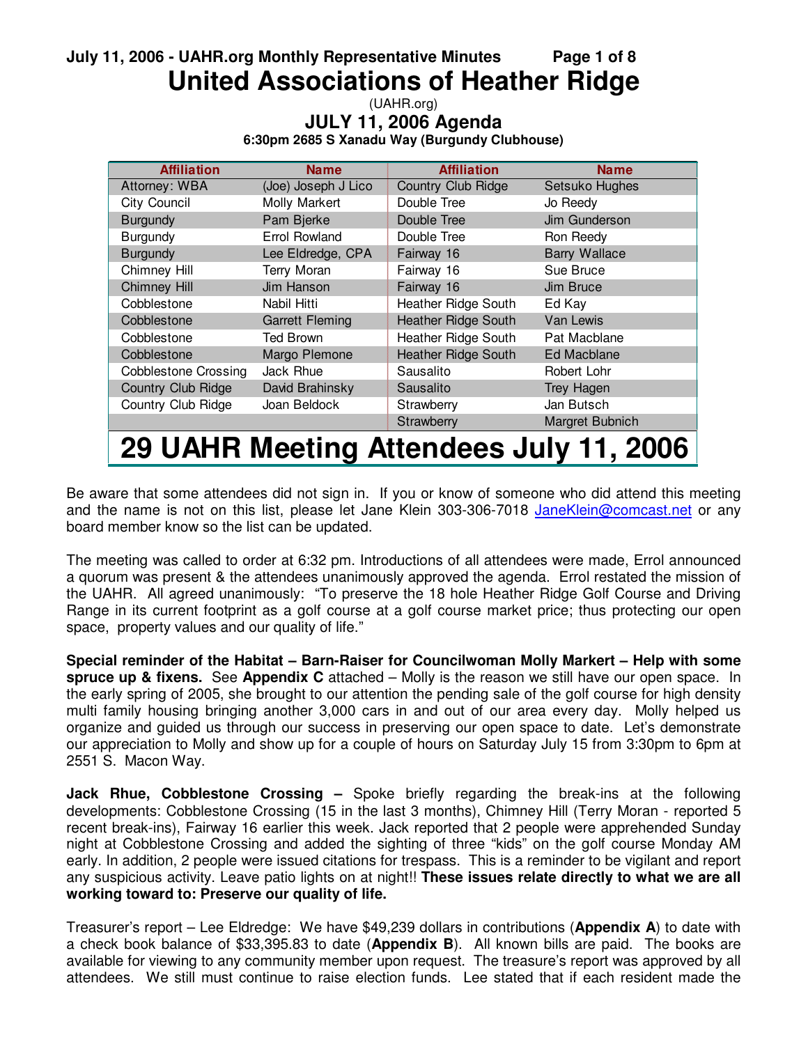# United Associations of Heather Ridge

(UAHR.org)

## JULY 11, 2006 Agenda

**6:30pm 2685 S Xanadu Way (Burgundy Clubhouse)**

| Affiliation | Name | Affiliation | Name |
|---|---|---|---|
| Attorney: WBA | (Joe) Joseph J Lico | Country Club Ridge | Setsuko Hughes |
| City Council | Molly Markert | Double Tree | Jo Reedy |
| Burgundy | Pam Bjerke | Double Tree | Jim Gunderson |
| Burgundy | Errol Rowland | Double Tree | Ron Reedy |
| Burgundy | Lee Eldredge, CPA | Fairway 16 | Barry Wallace |
| Chimney Hill | Terry Moran | Fairway 16 | Sue Bruce |
| Chimney Hill | Jim Hanson | Fairway 16 | Jim Bruce |
| Cobblestone | Nabil Hitti | Heather Ridge South | Ed Kay |
| Cobblestone | Garrett Fleming | Heather Ridge South | Van Lewis |
| Cobblestone | Ted Brown | Heather Ridge South | Pat Macblane |
| Cobblestone | Margo Plemone | Heather Ridge South | Ed Macblane |
| Cobblestone Crossing | Jack Rhue | Sausalito | Robert Lohr |
| Country Club Ridge | David Brahinsky | Sausalito | Trey Hagen |
| Country Club Ridge | Joan Beldock | Strawberry | Jan Butsch |
| | | Strawberry | Margret Bubnich |

# 29 UAHR Meeting Attendees July 11, 2006

Be aware that some attendees did not sign in. If you or know of someone who did attend this meeting and the name is not on this list, please let Jane Klein 303-306-7018 JaneKlein@comcast.net or any board member know so the list can be updated.

The meeting was called to order at 6:32 pm. Introductions of all attendees were made, Errol announced a quorum was present & the attendees unanimously approved the agenda. Errol restated the mission of the UAHR. All agreed unanimously: "To preserve the 18 hole Heather Ridge Golf Course and Driving Range in its current footprint as a golf course at a golf course market price; thus protecting our open space, property values and our quality of life."

**Special reminder of the Habitat – Barn-Raiser for Councilwoman Molly Markert – Help with some spruce up & fixens.** See **Appendix C** attached – Molly is the reason we still have our open space. In the early spring of 2005, she brought to our attention the pending sale of the golf course for high density multi family housing bringing another 3,000 cars in and out of our area every day. Molly helped us organize and guided us through our success in preserving our open space to date. Let's demonstrate our appreciation to Molly and show up for a couple of hours on Saturday July 15 from 3:30pm to 6pm at 2551 S. Macon Way.

**Jack Rhue, Cobblestone Crossing –** Spoke briefly regarding the break-ins at the following developments: Cobblestone Crossing (15 in the last 3 months), Chimney Hill (Terry Moran - reported 5 recent break-ins), Fairway 16 earlier this week. Jack reported that 2 people were apprehended Sunday night at Cobblestone Crossing and added the sighting of three "kids" on the golf course Monday AM early. In addition, 2 people were issued citations for trespass. This is a reminder to be vigilant and report any suspicious activity. Leave patio lights on at night!! **These issues relate directly to what we are all working toward to: Preserve our quality of life.**

Treasurer's report – Lee Eldredge: We have $49,239 dollars in contributions (**Appendix A**) to date with a check book balance of $33,395.83 to date (**Appendix B**). All known bills are paid. The books are available for viewing to any community member upon request. The treasure's report was approved by all attendees. We still must continue to raise election funds. Lee stated that if each resident made the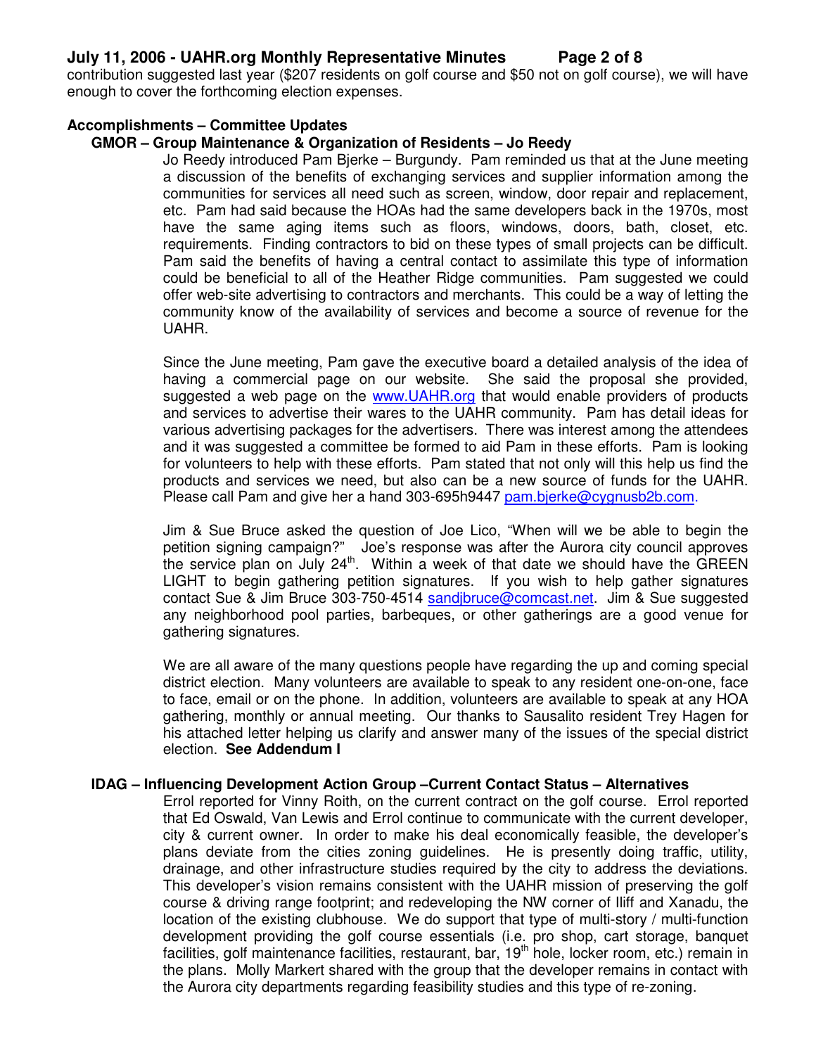contribution suggested last year ($207 residents on golf course and $50 not on golf course), we will have enough to cover the forthcoming election expenses.

## Accomplishments – Committee Updates

### GMOR – Group Maintenance & Organization of Residents – Jo Reedy

Jo Reedy introduced Pam Bjerke – Burgundy. Pam reminded us that at the June meeting a discussion of the benefits of exchanging services and supplier information among the communities for services all need such as screen, window, door repair and replacement, etc. Pam had said because the HOAs had the same developers back in the 1970s, most have the same aging items such as floors, windows, doors, bath, closet, etc. requirements. Finding contractors to bid on these types of small projects can be difficult. Pam said the benefits of having a central contact to assimilate this type of information could be beneficial to all of the Heather Ridge communities. Pam suggested we could offer web-site advertising to contractors and merchants. This could be a way of letting the community know of the availability of services and become a source of revenue for the UAHR.

Since the June meeting, Pam gave the executive board a detailed analysis of the idea of having a commercial page on our website. She said the proposal she provided, suggested a web page on the www.UAHR.org that would enable providers of products and services to advertise their wares to the UAHR community. Pam has detail ideas for various advertising packages for the advertisers. There was interest among the attendees and it was suggested a committee be formed to aid Pam in these efforts. Pam is looking for volunteers to help with these efforts. Pam stated that not only will this help us find the products and services we need, but also can be a new source of funds for the UAHR. Please call Pam and give her a hand 303-695h9447 pam.bjerke@cygnusb2b.com.

Jim & Sue Bruce asked the question of Joe Lico, "When will we be able to begin the petition signing campaign?" Joe's response was after the Aurora city council approves the service plan on July 24th. Within a week of that date we should have the GREEN LIGHT to begin gathering petition signatures. If you wish to help gather signatures contact Sue & Jim Bruce 303-750-4514 sandjbruce@comcast.net. Jim & Sue suggested any neighborhood pool parties, barbeques, or other gatherings are a good venue for gathering signatures.

We are all aware of the many questions people have regarding the up and coming special district election. Many volunteers are available to speak to any resident one-on-one, face to face, email or on the phone. In addition, volunteers are available to speak at any HOA gathering, monthly or annual meeting. Our thanks to Sausalito resident Trey Hagen for his attached letter helping us clarify and answer many of the issues of the special district election. **See Addendum I**

### IDAG – Influencing Development Action Group –Current Contact Status – Alternatives

Errol reported for Vinny Roith, on the current contract on the golf course. Errol reported that Ed Oswald, Van Lewis and Errol continue to communicate with the current developer, city & current owner. In order to make his deal economically feasible, the developer's plans deviate from the cities zoning guidelines. He is presently doing traffic, utility, drainage, and other infrastructure studies required by the city to address the deviations. This developer's vision remains consistent with the UAHR mission of preserving the golf course & driving range footprint; and redeveloping the NW corner of Iliff and Xanadu, the location of the existing clubhouse. We do support that type of multi-story / multi-function development providing the golf course essentials (i.e. pro shop, cart storage, banquet facilities, golf maintenance facilities, restaurant, bar, 19th hole, locker room, etc.) remain in the plans. Molly Markert shared with the group that the developer remains in contact with the Aurora city departments regarding feasibility studies and this type of re-zoning.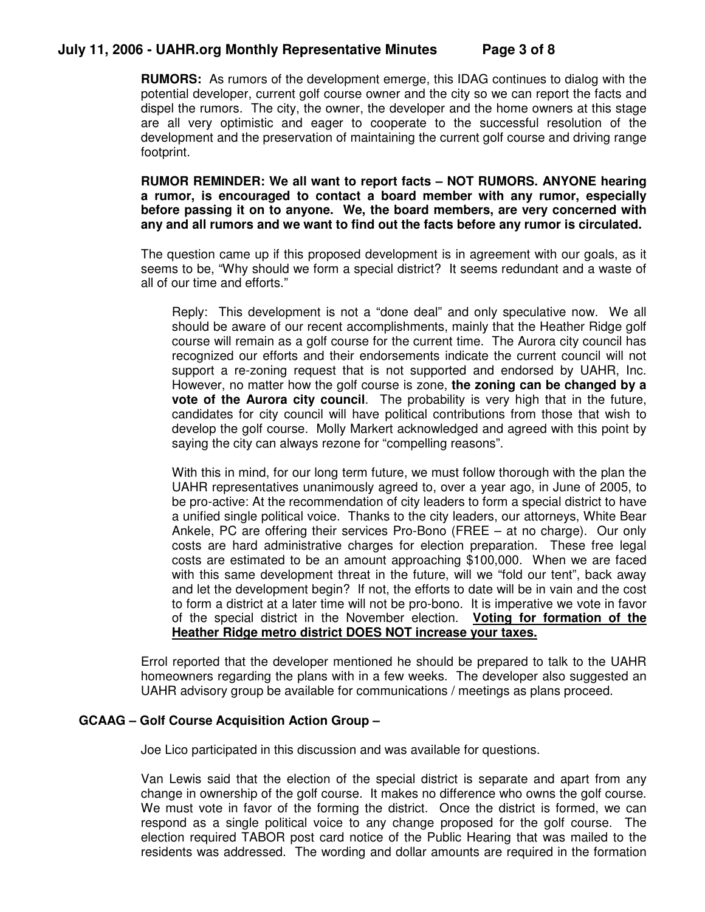**RUMORS:** As rumors of the development emerge, this IDAG continues to dialog with the potential developer, current golf course owner and the city so we can report the facts and dispel the rumors. The city, the owner, the developer and the home owners at this stage are all very optimistic and eager to cooperate to the successful resolution of the development and the preservation of maintaining the current golf course and driving range footprint.

**RUMOR REMINDER: We all want to report facts – NOT RUMORS. ANYONE hearing a rumor, is encouraged to contact a board member with any rumor, especially before passing it on to anyone. We, the board members, are very concerned with any and all rumors and we want to find out the facts before any rumor is circulated.**

The question came up if this proposed development is in agreement with our goals, as it seems to be, "Why should we form a special district? It seems redundant and a waste of all of our time and efforts."

> Reply: This development is not a "done deal" and only speculative now. We all should be aware of our recent accomplishments, mainly that the Heather Ridge golf course will remain as a golf course for the current time. The Aurora city council has recognized our efforts and their endorsements indicate the current council will not support a re-zoning request that is not supported and endorsed by UAHR, Inc. However, no matter how the golf course is zone, **the zoning can be changed by a vote of the Aurora city council**. The probability is very high that in the future, candidates for city council will have political contributions from those that wish to develop the golf course. Molly Markert acknowledged and agreed with this point by saying the city can always rezone for "compelling reasons".
>
> With this in mind, for our long term future, we must follow thorough with the plan the UAHR representatives unanimously agreed to, over a year ago, in June of 2005, to be pro-active: At the recommendation of city leaders to form a special district to have a unified single political voice. Thanks to the city leaders, our attorneys, White Bear Ankele, PC are offering their services Pro-Bono (FREE – at no charge). Our only costs are hard administrative charges for election preparation. These free legal costs are estimated to be an amount approaching $100,000. When we are faced with this same development threat in the future, will we "fold our tent", back away and let the development begin? If not, the efforts to date will be in vain and the cost to form a district at a later time will not be pro-bono. It is imperative we vote in favor of the special district in the November election. **<u>Voting for formation of the Heather Ridge metro district DOES NOT increase your taxes.</u>**

Errol reported that the developer mentioned he should be prepared to talk to the UAHR homeowners regarding the plans with in a few weeks. The developer also suggested an UAHR advisory group be available for communications / meetings as plans proceed.

### GCAAG – Golf Course Acquisition Action Group –

Joe Lico participated in this discussion and was available for questions.

Van Lewis said that the election of the special district is separate and apart from any change in ownership of the golf course. It makes no difference who owns the golf course. We must vote in favor of the forming the district. Once the district is formed, we can respond as a single political voice to any change proposed for the golf course. The election required TABOR post card notice of the Public Hearing that was mailed to the residents was addressed. The wording and dollar amounts are required in the formation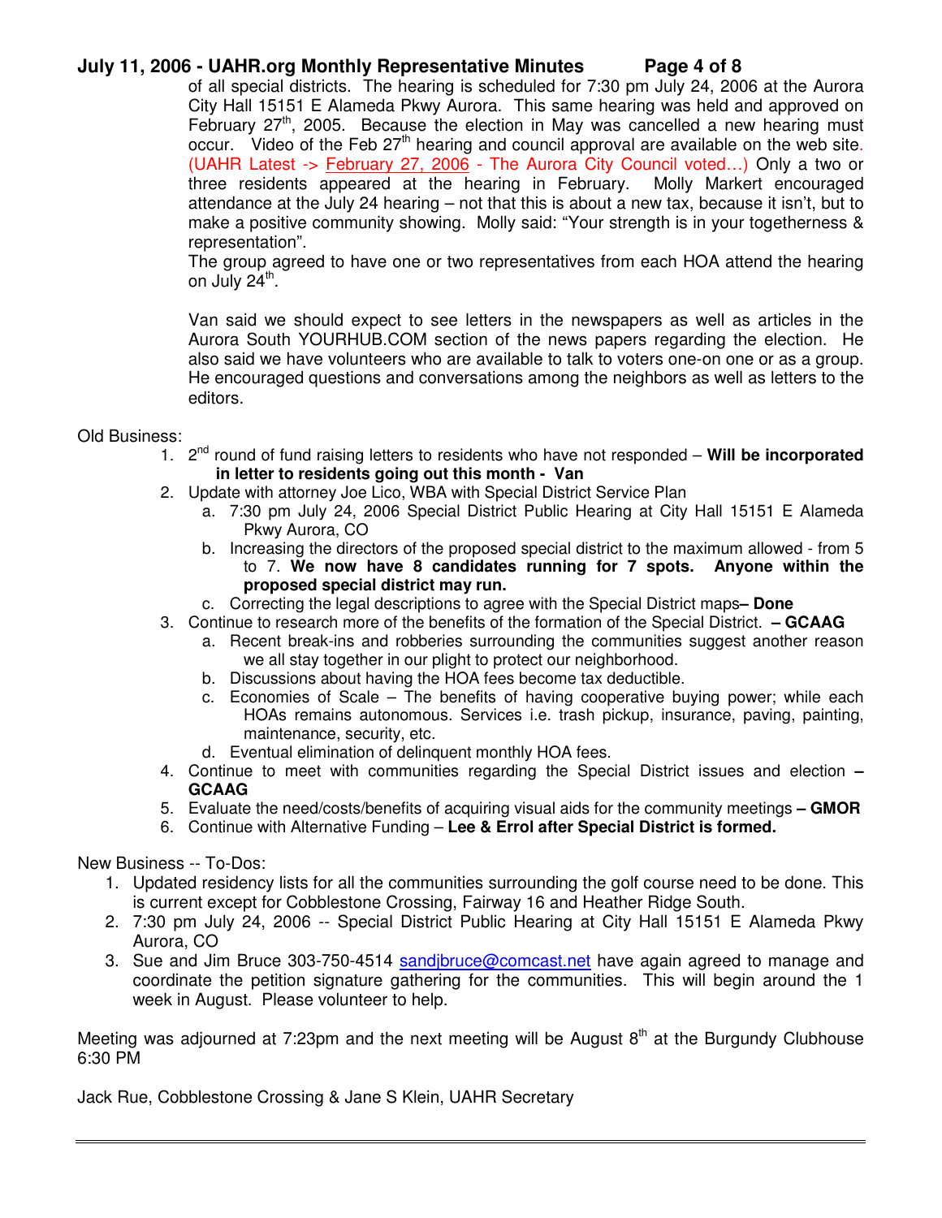of all special districts. The hearing is scheduled for 7:30 pm July 24, 2006 at the Aurora City Hall 15151 E Alameda Pkwy Aurora. This same hearing was held and approved on February 27th, 2005. Because the election in May was cancelled a new hearing must occur. Video of the Feb 27th hearing and council approval are available on the web site. (UAHR Latest -> February 27, 2006 - The Aurora City Council voted…) Only a two or three residents appeared at the hearing in February. Molly Markert encouraged attendance at the July 24 hearing – not that this is about a new tax, because it isn't, but to make a positive community showing. Molly said: "Your strength is in your togetherness & representation".

The group agreed to have one or two representatives from each HOA attend the hearing on July 24th.

Van said we should expect to see letters in the newspapers as well as articles in the Aurora South YOURHUB.COM section of the news papers regarding the election. He also said we have volunteers who are available to talk to voters one-on one or as a group. He encouraged questions and conversations among the neighbors as well as letters to the editors.

Old Business:

1. 2nd round of fund raising letters to residents who have not responded – **Will be incorporated in letter to residents going out this month - Van**
2. Update with attorney Joe Lico, WBA with Special District Service Plan
   a. 7:30 pm July 24, 2006 Special District Public Hearing at City Hall 15151 E Alameda Pkwy Aurora, CO
   b. Increasing the directors of the proposed special district to the maximum allowed - from 5 to 7. **We now have 8 candidates running for 7 spots. Anyone within the proposed special district may run.**
   c. Correcting the legal descriptions to agree with the Special District maps**– Done**
3. Continue to research more of the benefits of the formation of the Special District. **– GCAAG**
   a. Recent break-ins and robberies surrounding the communities suggest another reason we all stay together in our plight to protect our neighborhood.
   b. Discussions about having the HOA fees become tax deductible.
   c. Economies of Scale – The benefits of having cooperative buying power; while each HOAs remains autonomous. Services i.e. trash pickup, insurance, paving, painting, maintenance, security, etc.
   d. Eventual elimination of delinquent monthly HOA fees.
4. Continue to meet with communities regarding the Special District issues and election **– GCAAG**
5. Evaluate the need/costs/benefits of acquiring visual aids for the community meetings **– GMOR**
6. Continue with Alternative Funding – **Lee & Errol after Special District is formed.**

New Business -- To-Dos:

1. Updated residency lists for all the communities surrounding the golf course need to be done. This is current except for Cobblestone Crossing, Fairway 16 and Heather Ridge South.
2. 7:30 pm July 24, 2006 -- Special District Public Hearing at City Hall 15151 E Alameda Pkwy Aurora, CO
3. Sue and Jim Bruce 303-750-4514 sandjbruce@comcast.net have again agreed to manage and coordinate the petition signature gathering for the communities. This will begin around the 1 week in August. Please volunteer to help.

Meeting was adjourned at 7:23pm and the next meeting will be August 8th at the Burgundy Clubhouse 6:30 PM

Jack Rue, Cobblestone Crossing & Jane S Klein, UAHR Secretary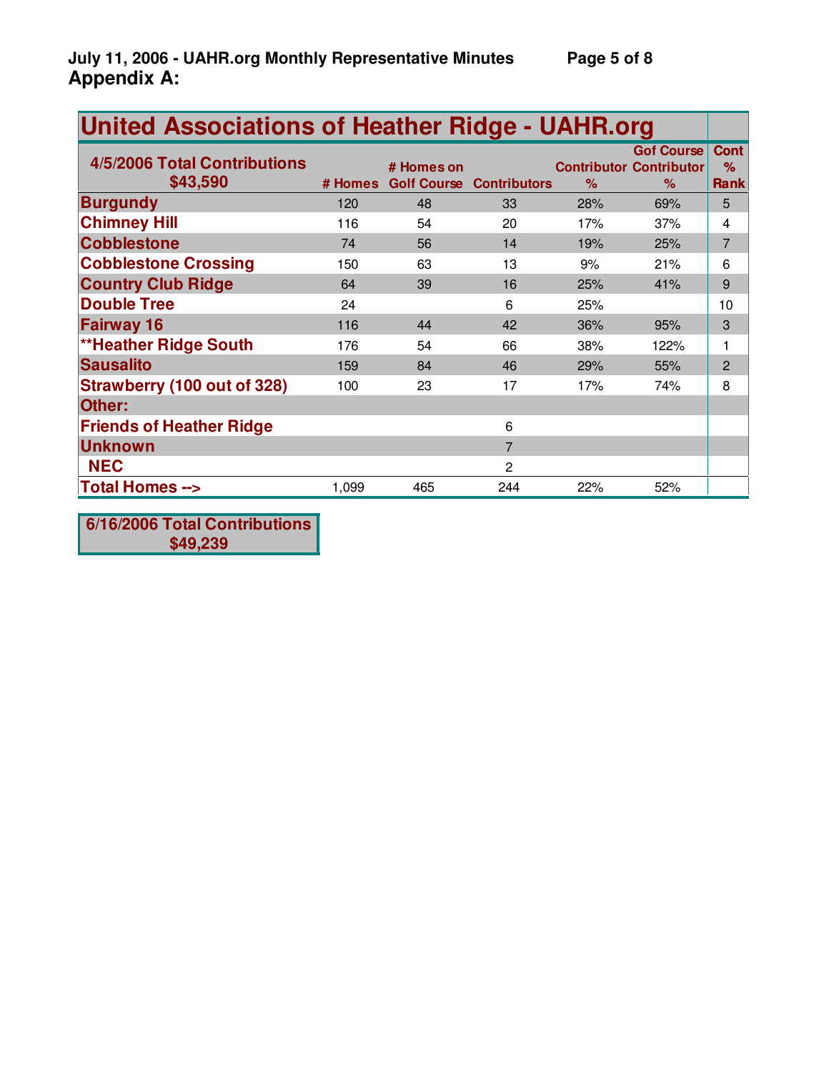## Appendix A:

| United Associations of Heather Ridge - UAHR.org | | | | | | |
|---|---|---|---|---|---|---|
| **4/5/2006 Total Contributions $43,590** | **# Homes** | **# Homes on Golf Course** | **Contributors** | **Contributor %** | **Gof Course Contributor %** | **Cont % Rank** |
| **Burgundy** | 120 | 48 | 33 | 28% | 69% | 5 |
| **Chimney Hill** | 116 | 54 | 20 | 17% | 37% | 4 |
| **Cobblestone** | 74 | 56 | 14 | 19% | 25% | 7 |
| **Cobblestone Crossing** | 150 | 63 | 13 | 9% | 21% | 6 |
| **Country Club Ridge** | 64 | 39 | 16 | 25% | 41% | 9 |
| **Double Tree** | 24 | | 6 | 25% | | 10 |
| **Fairway 16** | 116 | 44 | 42 | 36% | 95% | 3 |
| **\*\*Heather Ridge South** | 176 | 54 | 66 | 38% | 122% | 1 |
| **Sausalito** | 159 | 84 | 46 | 29% | 55% | 2 |
| **Strawberry (100 out of 328)** | 100 | 23 | 17 | 17% | 74% | 8 |
| **Other:** | | | | | | |
| **Friends of Heather Ridge** | | | 6 | | | |
| **Unknown** | | | 7 | | | |
| **NEC** | | | 2 | | | |
| **Total Homes -->** | 1,099 | 465 | 244 | 22% | 52% | |

**6/16/2006 Total Contributions $49,239**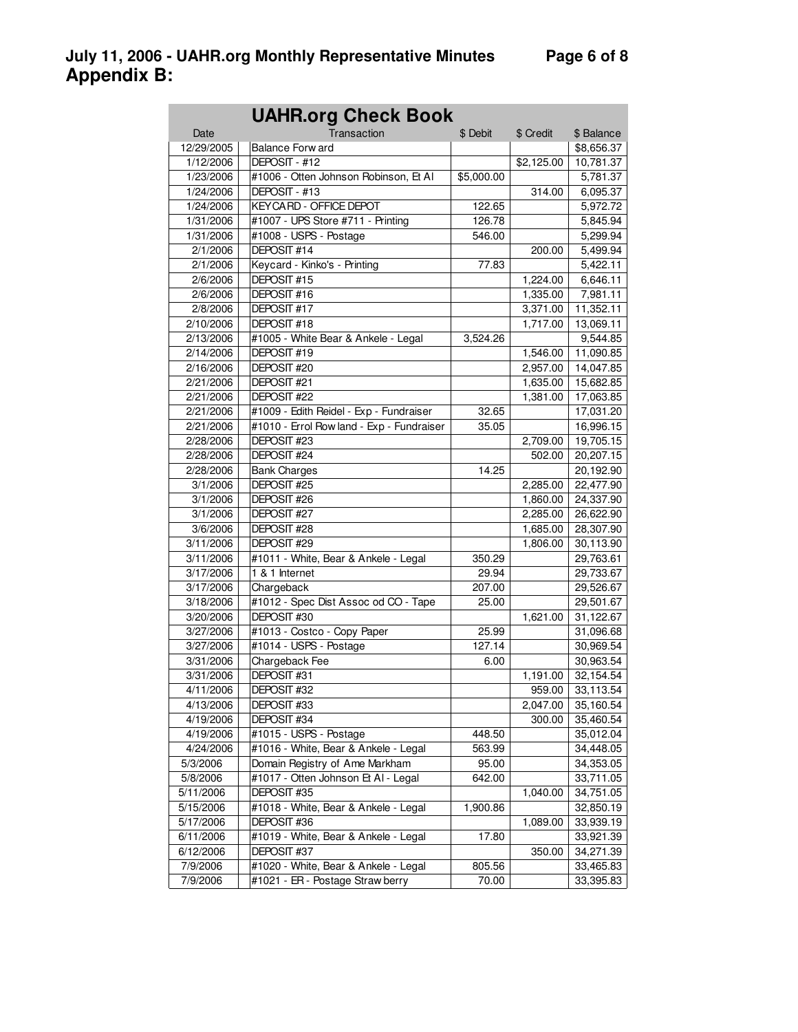## Appendix B:

| UAHR.org Check Book | | | | |
|---|---|---|---|---|
| Date | Transaction | $ Debit | $ Credit | $ Balance |
| 12/29/2005 | Balance Forward | | | $8,656.37 |
| 1/12/2006 | DEPOSIT - #12 | | $2,125.00 | 10,781.37 |
| 1/23/2006 | #1006 - Otten Johnson Robinson, Et Al | $5,000.00 | | 5,781.37 |
| 1/24/2006 | DEPOSIT - #13 | | 314.00 | 6,095.37 |
| 1/24/2006 | KEYCARD - OFFICE DEPOT | 122.65 | | 5,972.72 |
| 1/31/2006 | #1007 - UPS Store #711 - Printing | 126.78 | | 5,845.94 |
| 1/31/2006 | #1008 - USPS - Postage | 546.00 | | 5,299.94 |
| 2/1/2006 | DEPOSIT #14 | | 200.00 | 5,499.94 |
| 2/1/2006 | Keycard - Kinko's - Printing | 77.83 | | 5,422.11 |
| 2/6/2006 | DEPOSIT #15 | | 1,224.00 | 6,646.11 |
| 2/6/2006 | DEPOSIT #16 | | 1,335.00 | 7,981.11 |
| 2/8/2006 | DEPOSIT #17 | | 3,371.00 | 11,352.11 |
| 2/10/2006 | DEPOSIT #18 | | 1,717.00 | 13,069.11 |
| 2/13/2006 | #1005 - White Bear & Ankele - Legal | 3,524.26 | | 9,544.85 |
| 2/14/2006 | DEPOSIT #19 | | 1,546.00 | 11,090.85 |
| 2/16/2006 | DEPOSIT #20 | | 2,957.00 | 14,047.85 |
| 2/21/2006 | DEPOSIT #21 | | 1,635.00 | 15,682.85 |
| 2/21/2006 | DEPOSIT #22 | | 1,381.00 | 17,063.85 |
| 2/21/2006 | #1009 - Edith Reidel - Exp - Fundraiser | 32.65 | | 17,031.20 |
| 2/21/2006 | #1010 - Errol Rowland - Exp - Fundraiser | 35.05 | | 16,996.15 |
| 2/28/2006 | DEPOSIT #23 | | 2,709.00 | 19,705.15 |
| 2/28/2006 | DEPOSIT #24 | | 502.00 | 20,207.15 |
| 2/28/2006 | Bank Charges | 14.25 | | 20,192.90 |
| 3/1/2006 | DEPOSIT #25 | | 2,285.00 | 22,477.90 |
| 3/1/2006 | DEPOSIT #26 | | 1,860.00 | 24,337.90 |
| 3/1/2006 | DEPOSIT #27 | | 2,285.00 | 26,622.90 |
| 3/6/2006 | DEPOSIT #28 | | 1,685.00 | 28,307.90 |
| 3/11/2006 | DEPOSIT #29 | | 1,806.00 | 30,113.90 |
| 3/11/2006 | #1011 - White, Bear & Ankele - Legal | 350.29 | | 29,763.61 |
| 3/17/2006 | 1 & 1 Internet | 29.94 | | 29,733.67 |
| 3/17/2006 | Chargeback | 207.00 | | 29,526.67 |
| 3/18/2006 | #1012 - Spec Dist Assoc od CO - Tape | 25.00 | | 29,501.67 |
| 3/20/2006 | DEPOSIT #30 | | 1,621.00 | 31,122.67 |
| 3/27/2006 | #1013 - Costco - Copy Paper | 25.99 | | 31,096.68 |
| 3/27/2006 | #1014 - USPS - Postage | 127.14 | | 30,969.54 |
| 3/31/2006 | Chargeback Fee | 6.00 | | 30,963.54 |
| 3/31/2006 | DEPOSIT #31 | | 1,191.00 | 32,154.54 |
| 4/11/2006 | DEPOSIT #32 | | 959.00 | 33,113.54 |
| 4/13/2006 | DEPOSIT #33 | | 2,047.00 | 35,160.54 |
| 4/19/2006 | DEPOSIT #34 | | 300.00 | 35,460.54 |
| 4/19/2006 | #1015 - USPS - Postage | 448.50 | | 35,012.04 |
| 4/24/2006 | #1016 - White, Bear & Ankele - Legal | 563.99 | | 34,448.05 |
| 5/3/2006 | Domain Registry of Ame Markham | 95.00 | | 34,353.05 |
| 5/8/2006 | #1017 - Otten Johnson Et Al - Legal | 642.00 | | 33,711.05 |
| 5/11/2006 | DEPOSIT #35 | | 1,040.00 | 34,751.05 |
| 5/15/2006 | #1018 - White, Bear & Ankele - Legal | 1,900.86 | | 32,850.19 |
| 5/17/2006 | DEPOSIT #36 | | 1,089.00 | 33,939.19 |
| 6/11/2006 | #1019 - White, Bear & Ankele - Legal | 17.80 | | 33,921.39 |
| 6/12/2006 | DEPOSIT #37 | | 350.00 | 34,271.39 |
| 7/9/2006 | #1020 - White, Bear & Ankele - Legal | 805.56 | | 33,465.83 |
| 7/9/2006 | #1021 - ER - Postage Strawberry | 70.00 | | 33,395.83 |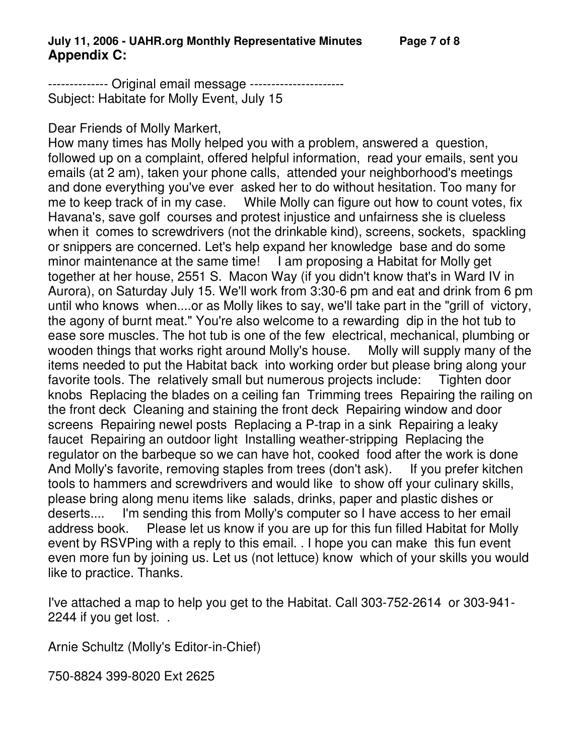## Appendix C:

-------------- Original email message ----------------------
Subject: Habitate for Molly Event, July 15

Dear Friends of Molly Markert,
How many times has Molly helped you with a problem, answered a question, followed up on a complaint, offered helpful information, read your emails, sent you emails (at 2 am), taken your phone calls, attended your neighborhood's meetings and done everything you've ever asked her to do without hesitation. Too many for me to keep track of in my case. While Molly can figure out how to count votes, fix Havana's, save golf courses and protest injustice and unfairness she is clueless when it comes to screwdrivers (not the drinkable kind), screens, sockets, spackling or snippers are concerned. Let's help expand her knowledge base and do some minor maintenance at the same time! I am proposing a Habitat for Molly get together at her house, 2551 S. Macon Way (if you didn't know that's in Ward IV in Aurora), on Saturday July 15. We'll work from 3:30-6 pm and eat and drink from 6 pm until who knows when....or as Molly likes to say, we'll take part in the "grill of victory, the agony of burnt meat." You're also welcome to a rewarding dip in the hot tub to ease sore muscles. The hot tub is one of the few electrical, mechanical, plumbing or wooden things that works right around Molly's house. Molly will supply many of the items needed to put the Habitat back into working order but please bring along your favorite tools. The relatively small but numerous projects include: Tighten door knobs Replacing the blades on a ceiling fan Trimming trees Repairing the railing on the front deck Cleaning and staining the front deck Repairing window and door screens Repairing newel posts Replacing a P-trap in a sink Repairing a leaky faucet Repairing an outdoor light Installing weather-stripping Replacing the regulator on the barbeque so we can have hot, cooked food after the work is done And Molly's favorite, removing staples from trees (don't ask). If you prefer kitchen tools to hammers and screwdrivers and would like to show off your culinary skills, please bring along menu items like salads, drinks, paper and plastic dishes or deserts.... I'm sending this from Molly's computer so I have access to her email address book. Please let us know if you are up for this fun filled Habitat for Molly event by RSVPing with a reply to this email. . I hope you can make this fun event even more fun by joining us. Let us (not lettuce) know which of your skills you would like to practice. Thanks.

I've attached a map to help you get to the Habitat. Call 303-752-2614 or 303-941-2244 if you get lost. .

Arnie Schultz (Molly's Editor-in-Chief)

750-8824 399-8020 Ext 2625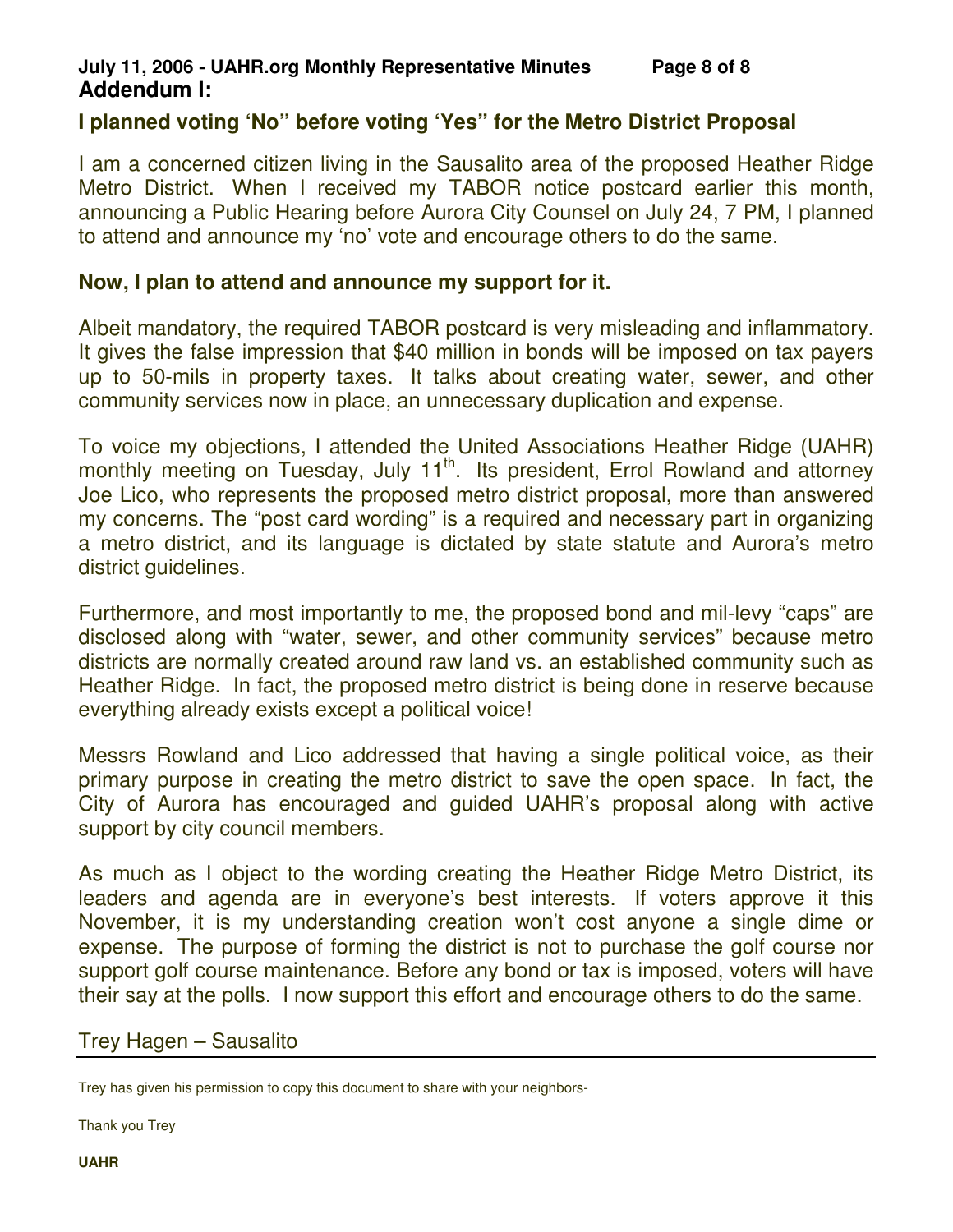## Addendum I:

### I planned voting 'No" before voting 'Yes" for the Metro District Proposal

I am a concerned citizen living in the Sausalito area of the proposed Heather Ridge Metro District. When I received my TABOR notice postcard earlier this month, announcing a Public Hearing before Aurora City Counsel on July 24, 7 PM, I planned to attend and announce my 'no' vote and encourage others to do the same.

**Now, I plan to attend and announce my support for it.**

Albeit mandatory, the required TABOR postcard is very misleading and inflammatory. It gives the false impression that $40 million in bonds will be imposed on tax payers up to 50-mils in property taxes. It talks about creating water, sewer, and other community services now in place, an unnecessary duplication and expense.

To voice my objections, I attended the United Associations Heather Ridge (UAHR) monthly meeting on Tuesday, July 11th. Its president, Errol Rowland and attorney Joe Lico, who represents the proposed metro district proposal, more than answered my concerns. The "post card wording" is a required and necessary part in organizing a metro district, and its language is dictated by state statute and Aurora's metro district guidelines.

Furthermore, and most importantly to me, the proposed bond and mil-levy "caps" are disclosed along with "water, sewer, and other community services" because metro districts are normally created around raw land vs. an established community such as Heather Ridge. In fact, the proposed metro district is being done in reserve because everything already exists except a political voice!

Messrs Rowland and Lico addressed that having a single political voice, as their primary purpose in creating the metro district to save the open space. In fact, the City of Aurora has encouraged and guided UAHR's proposal along with active support by city council members.

As much as I object to the wording creating the Heather Ridge Metro District, its leaders and agenda are in everyone's best interests. If voters approve it this November, it is my understanding creation won't cost anyone a single dime or expense. The purpose of forming the district is not to purchase the golf course nor support golf course maintenance. Before any bond or tax is imposed, voters will have their say at the polls. I now support this effort and encourage others to do the same.

Trey Hagen – Sausalito

---

Trey has given his permission to copy this document to share with your neighbors-

Thank you Trey

**UAHR**